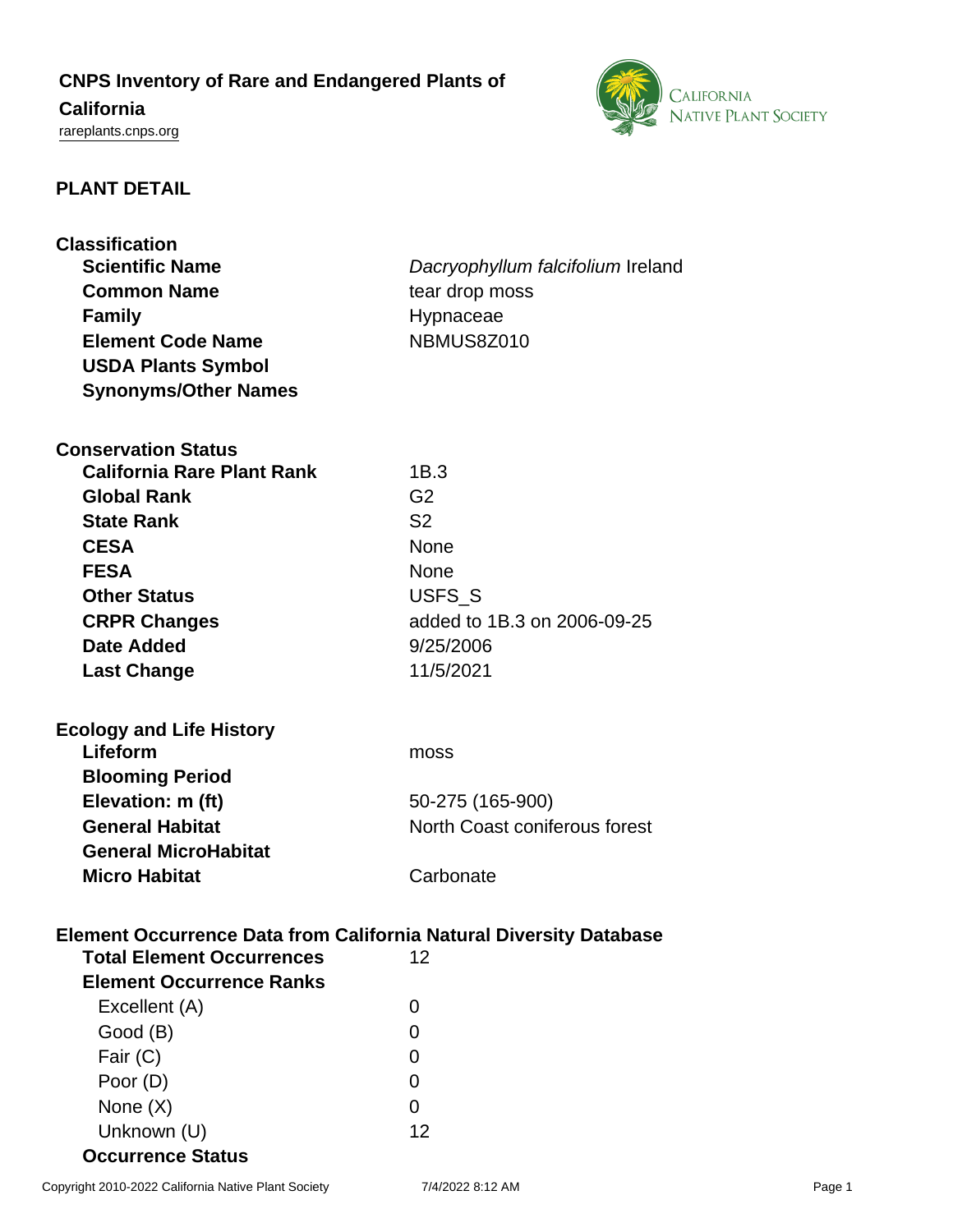# CNPS Inventory of Rare and Endangered Plants of California

rareplants.cnps.org

## PLANT DETAIL

### Classification

| | |
|---|---|
| **Scientific Name** | *Dacryophyllum falcifolium* Ireland |
| **Common Name** | tear drop moss |
| **Family** | Hypnaceae |
| **Element Code Name** | NBMUS8Z010 |
| **USDA Plants Symbol** | |
| **Synonyms/Other Names** | |

### Conservation Status

| | |
|---|---|
| **California Rare Plant Rank** | 1B.3 |
| **Global Rank** | G2 |
| **State Rank** | S2 |
| **CESA** | None |
| **FESA** | None |
| **Other Status** | USFS_S |
| **CRPR Changes** | added to 1B.3 on 2006-09-25 |
| **Date Added** | 9/25/2006 |
| **Last Change** | 11/5/2021 |

### Ecology and Life History

| | |
|---|---|
| **Lifeform** | moss |
| **Blooming Period** | |
| **Elevation: m (ft)** | 50-275 (165-900) |
| **General Habitat** | North Coast coniferous forest |
| **General MicroHabitat** | |
| **Micro Habitat** | Carbonate |

### Element Occurrence Data from California Natural Diversity Database

| | |
|---|---|
| **Total Element Occurrences** | 12 |
| **Element Occurrence Ranks** | |
| Excellent (A) | 0 |
| Good (B) | 0 |
| Fair (C) | 0 |
| Poor (D) | 0 |
| None (X) | 0 |
| Unknown (U) | 12 |
| **Occurrence Status** | |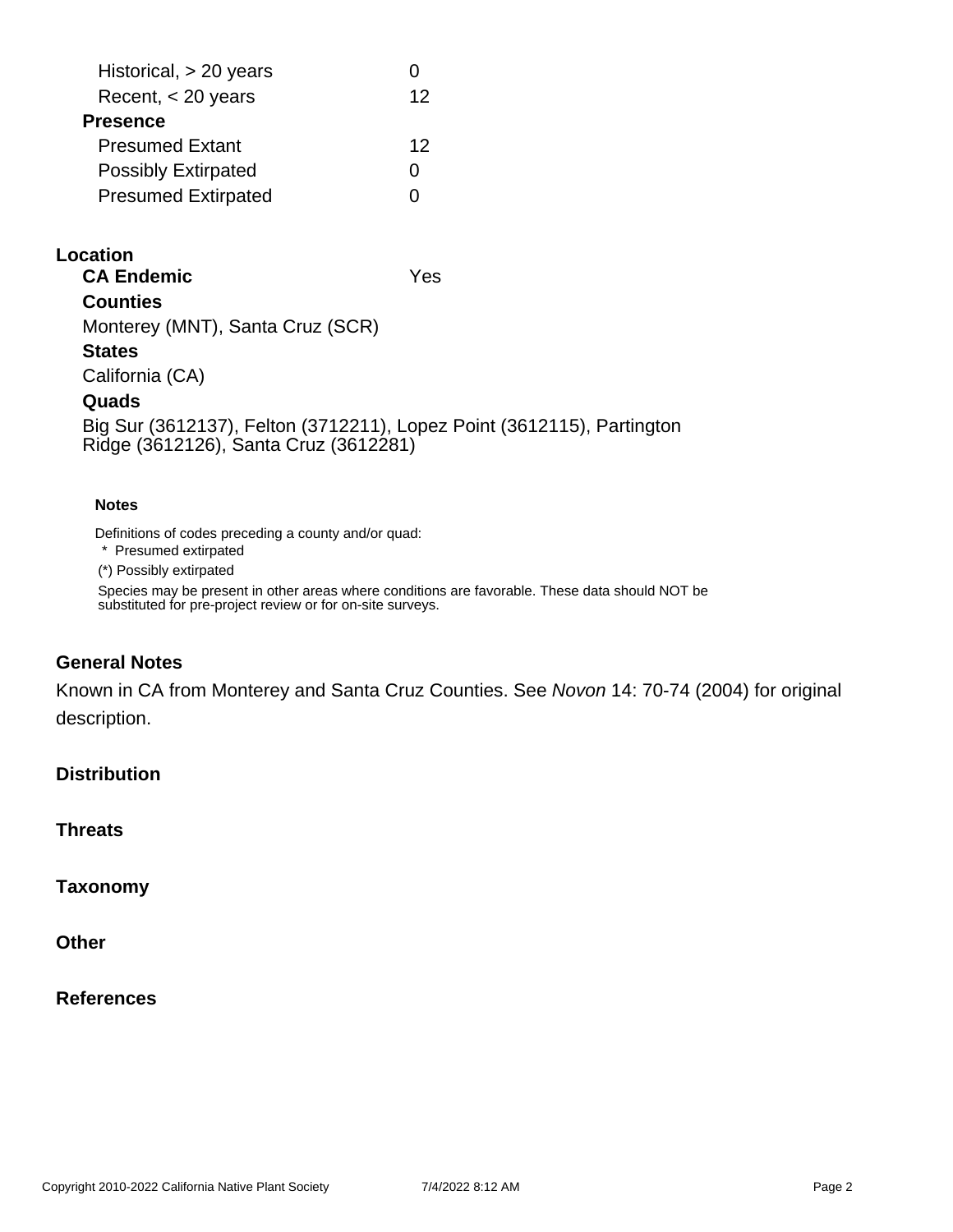| | |
|---|---|
| Historical, > 20 years | 0 |
| Recent, < 20 years | 12 |
| **Presence** | |
| Presumed Extant | 12 |
| Possibly Extirpated | 0 |
| Presumed Extirpated | 0 |

## Location

**CA Endemic** Yes

**Counties**

Monterey (MNT), Santa Cruz (SCR)

**States**

California (CA)

**Quads**

Big Sur (3612137), Felton (3712211), Lopez Point (3612115), Partington Ridge (3612126), Santa Cruz (3612281)

**Notes**

Definitions of codes preceding a county and/or quad:

* Presumed extirpated

(*) Possibly extirpated

Species may be present in other areas where conditions are favorable. These data should NOT be substituted for pre-project review or for on-site surveys.

## General Notes

Known in CA from Monterey and Santa Cruz Counties. See *Novon* 14: 70-74 (2004) for original description.

## Distribution

## Threats

## Taxonomy

## Other

## References